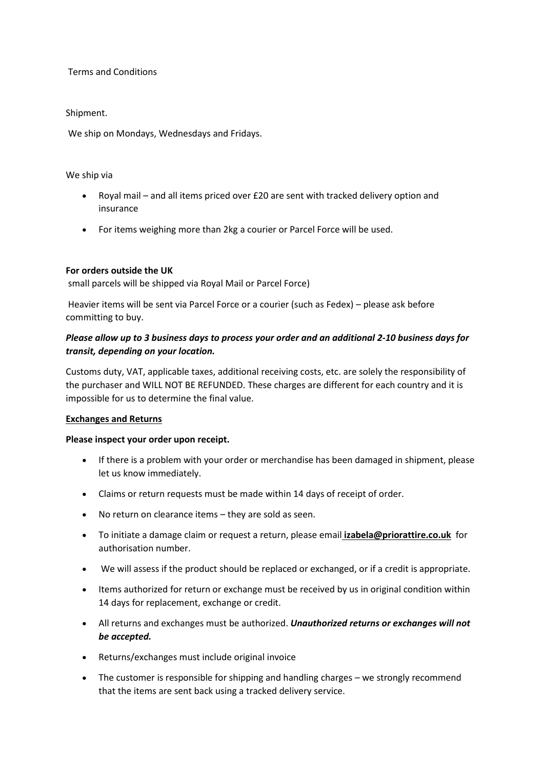Terms and Conditions

Shipment.

We ship on Mondays, Wednesdays and Fridays.

We ship via

- Royal mail – and all items priced over £20 are sent with tracked delivery option and insurance
- For items weighing more than 2kg a courier or Parcel Force will be used.

**For orders outside the UK**
small parcels will be shipped via Royal Mail or Parcel Force)

Heavier items will be sent via Parcel Force or a courier (such as Fedex) – please ask before committing to buy.

***Please allow up to 3 business days to process your order and an additional 2-10 business days for transit, depending on your location.***

Customs duty, VAT, applicable taxes, additional receiving costs, etc. are solely the responsibility of the purchaser and WILL NOT BE REFUNDED. These charges are different for each country and it is impossible for us to determine the final value.

**Exchanges and Returns**

**Please inspect your order upon receipt.**

- If there is a problem with your order or merchandise has been damaged in shipment, please let us know immediately.
- Claims or return requests must be made within 14 days of receipt of order.
- No return on clearance items – they are sold as seen.
- To initiate a damage claim or request a return, please email **izabela@priorattire.co.uk** for authorisation number.
- We will assess if the product should be replaced or exchanged, or if a credit is appropriate.
- Items authorized for return or exchange must be received by us in original condition within 14 days for replacement, exchange or credit.
- All returns and exchanges must be authorized. ***Unauthorized returns or exchanges will not be accepted.***
- Returns/exchanges must include original invoice
- The customer is responsible for shipping and handling charges – we strongly recommend that the items are sent back using a tracked delivery service.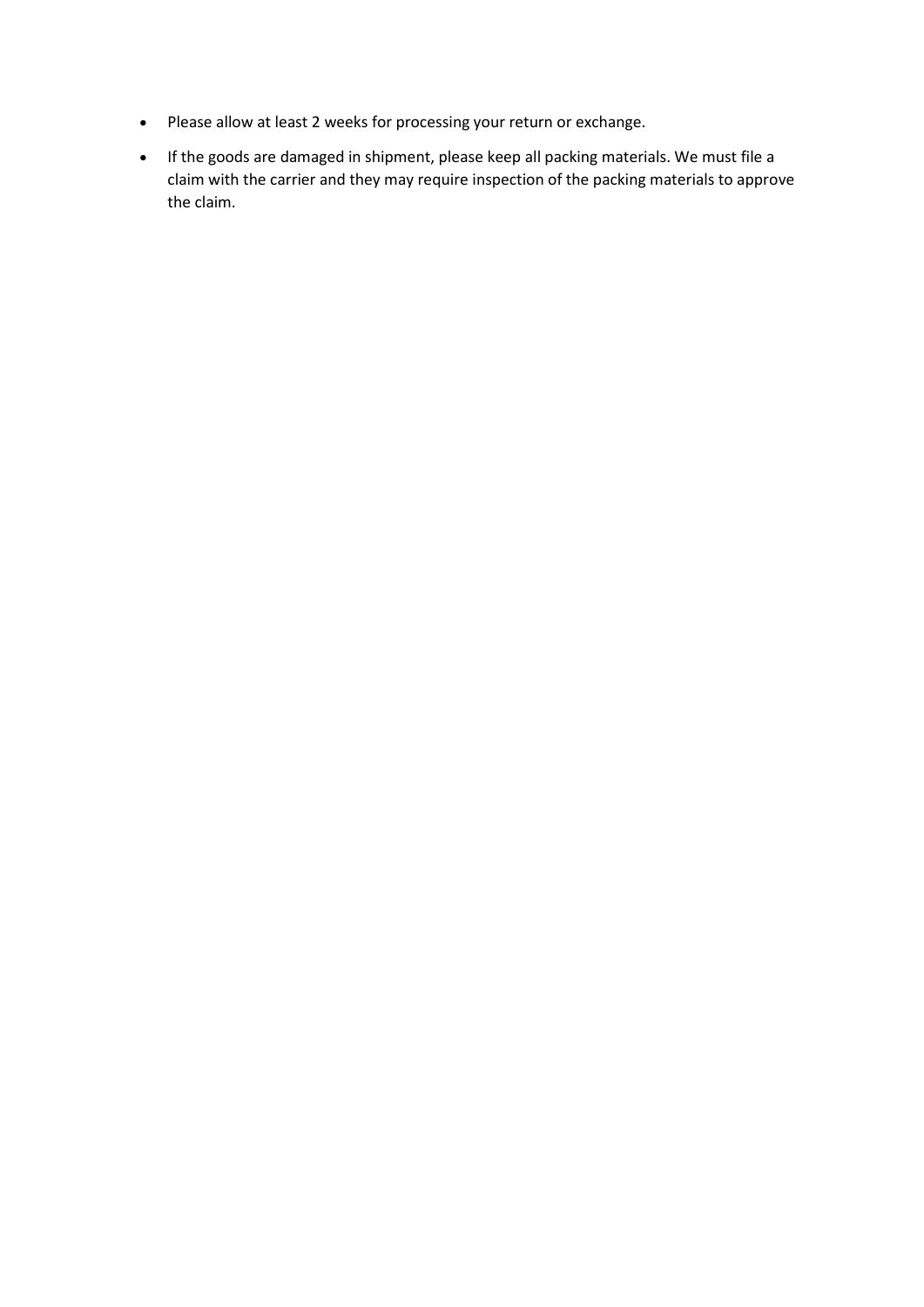- Please allow at least 2 weeks for processing your return or exchange.
- If the goods are damaged in shipment, please keep all packing materials. We must file a claim with the carrier and they may require inspection of the packing materials to approve the claim.